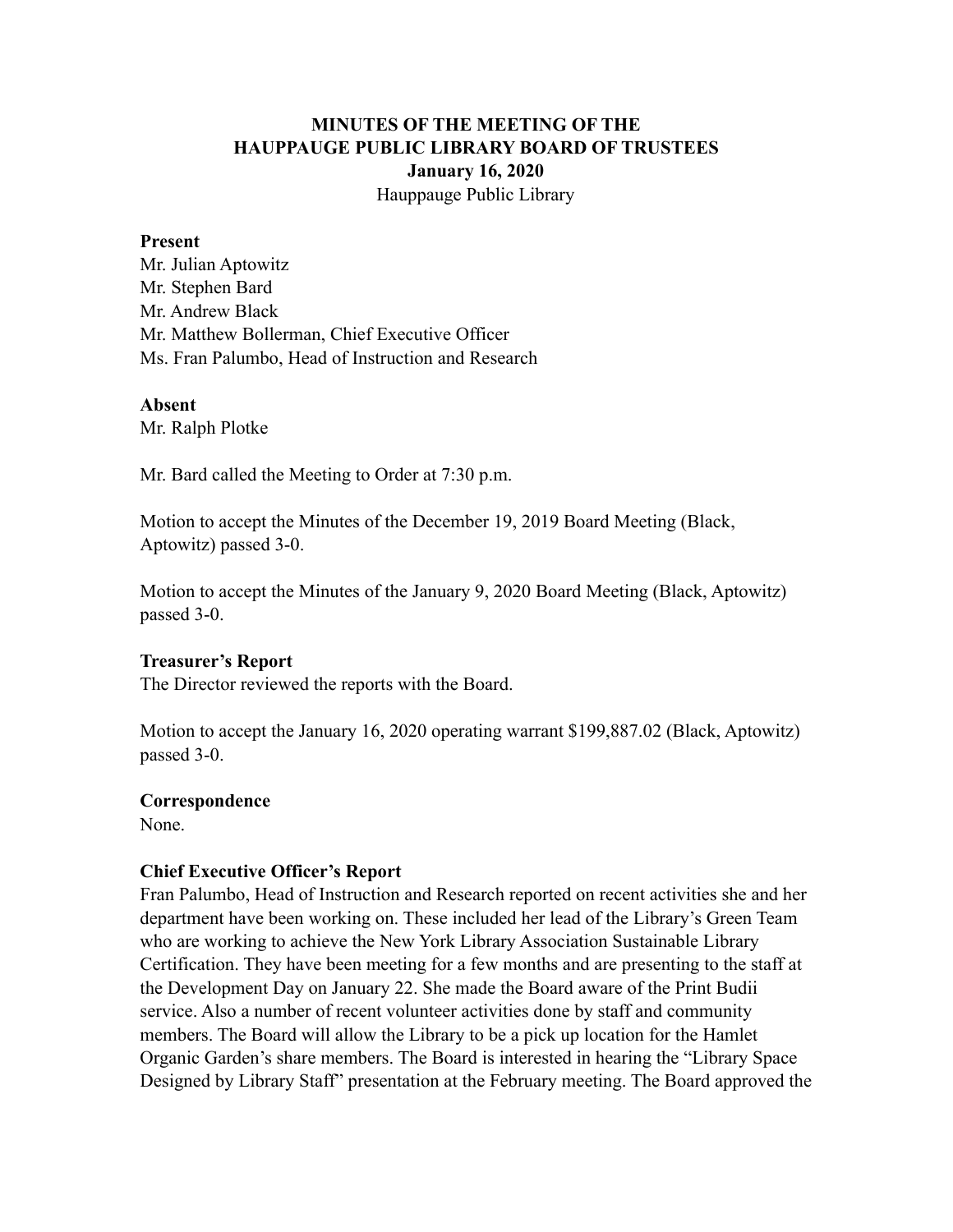# MINUTES OF THE MEETING OF THE HAUPPAUGE PUBLIC LIBRARY BOARD OF TRUSTEES

**January 16, 2020**

Hauppauge Public Library

**Present**

Mr. Julian Aptowitz
Mr. Stephen Bard
Mr. Andrew Black
Mr. Matthew Bollerman, Chief Executive Officer
Ms. Fran Palumbo, Head of Instruction and Research

**Absent**

Mr. Ralph Plotke

Mr. Bard called the Meeting to Order at 7:30 p.m.

Motion to accept the Minutes of the December 19, 2019 Board Meeting (Black, Aptowitz) passed 3-0.

Motion to accept the Minutes of the January 9, 2020 Board Meeting (Black, Aptowitz) passed 3-0.

**Treasurer's Report**

The Director reviewed the reports with the Board.

Motion to accept the January 16, 2020 operating warrant $199,887.02 (Black, Aptowitz) passed 3-0.

**Correspondence**

None.

**Chief Executive Officer's Report**

Fran Palumbo, Head of Instruction and Research reported on recent activities she and her department have been working on. These included her lead of the Library's Green Team who are working to achieve the New York Library Association Sustainable Library Certification. They have been meeting for a few months and are presenting to the staff at the Development Day on January 22. She made the Board aware of the Print Budii service. Also a number of recent volunteer activities done by staff and community members. The Board will allow the Library to be a pick up location for the Hamlet Organic Garden's share members. The Board is interested in hearing the "Library Space Designed by Library Staff" presentation at the February meeting. The Board approved the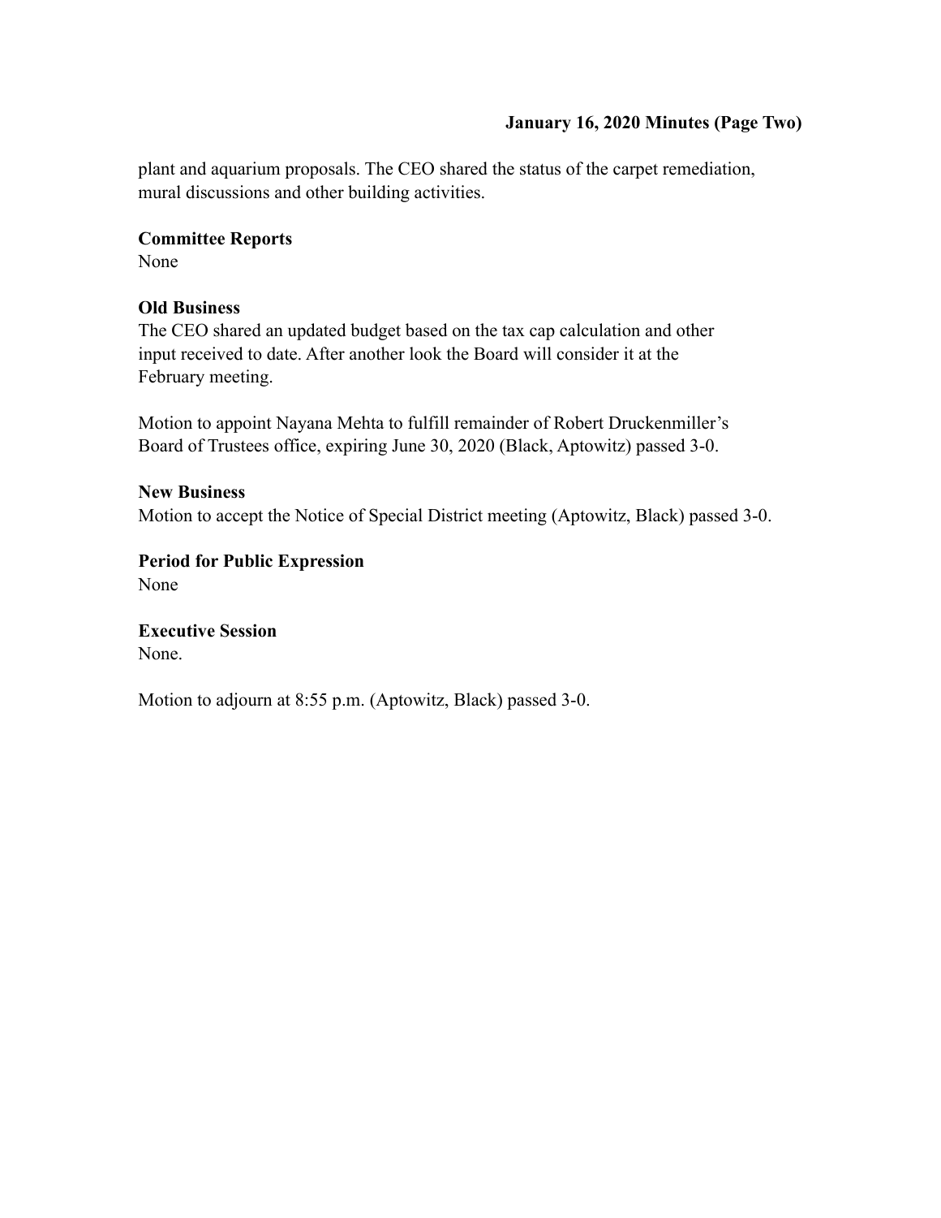plant and aquarium proposals. The CEO shared the status of the carpet remediation, mural discussions and other building activities.

**Committee Reports**
None

**Old Business**
The CEO shared an updated budget based on the tax cap calculation and other input received to date. After another look the Board will consider it at the February meeting.

Motion to appoint Nayana Mehta to fulfill remainder of Robert Druckenmiller's Board of Trustees office, expiring June 30, 2020 (Black, Aptowitz) passed 3-0.

**New Business**
Motion to accept the Notice of Special District meeting (Aptowitz, Black) passed 3-0.

**Period for Public Expression**
None

**Executive Session**
None.

Motion to adjourn at 8:55 p.m. (Aptowitz, Black) passed 3-0.